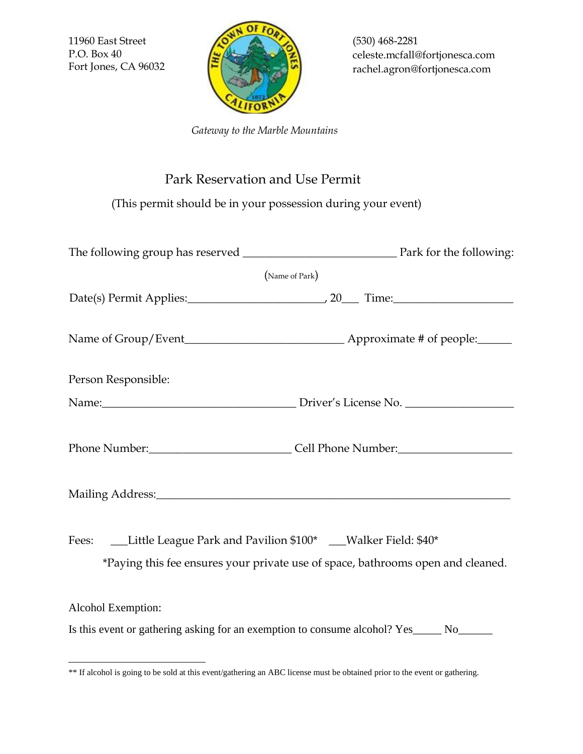11960 East Street
P.O. Box 40
Fort Jones, CA 96032

(530) 468-2281
celeste.mcfall@fortjonesca.com
rachel.agron@fortjonesca.com

*Gateway to the Marble Mountains*

# Park Reservation and Use Permit

(This permit should be in your possession during your event)

The following group has reserved __________________________ Park for the following:
(Name of Park)

Date(s) Permit Applies:_______________________, 20___ Time:____________________

Name of Group/Event___________________________ Approximate # of people:______

Person Responsible:

Name:_________________________________ Driver's License No. __________________

Phone Number:________________________ Cell Phone Number:___________________

Mailing Address:_____________________________________________________________

Fees: ___Little League Park and Pavilion $100* ___Walker Field: $40*

*Paying this fee ensures your private use of space, bathrooms open and cleaned.

Alcohol Exemption:

Is this event or gathering asking for an exemption to consume alcohol? Yes_____ No______

---

** If alcohol is going to be sold at this event/gathering an ABC license must be obtained prior to the event or gathering.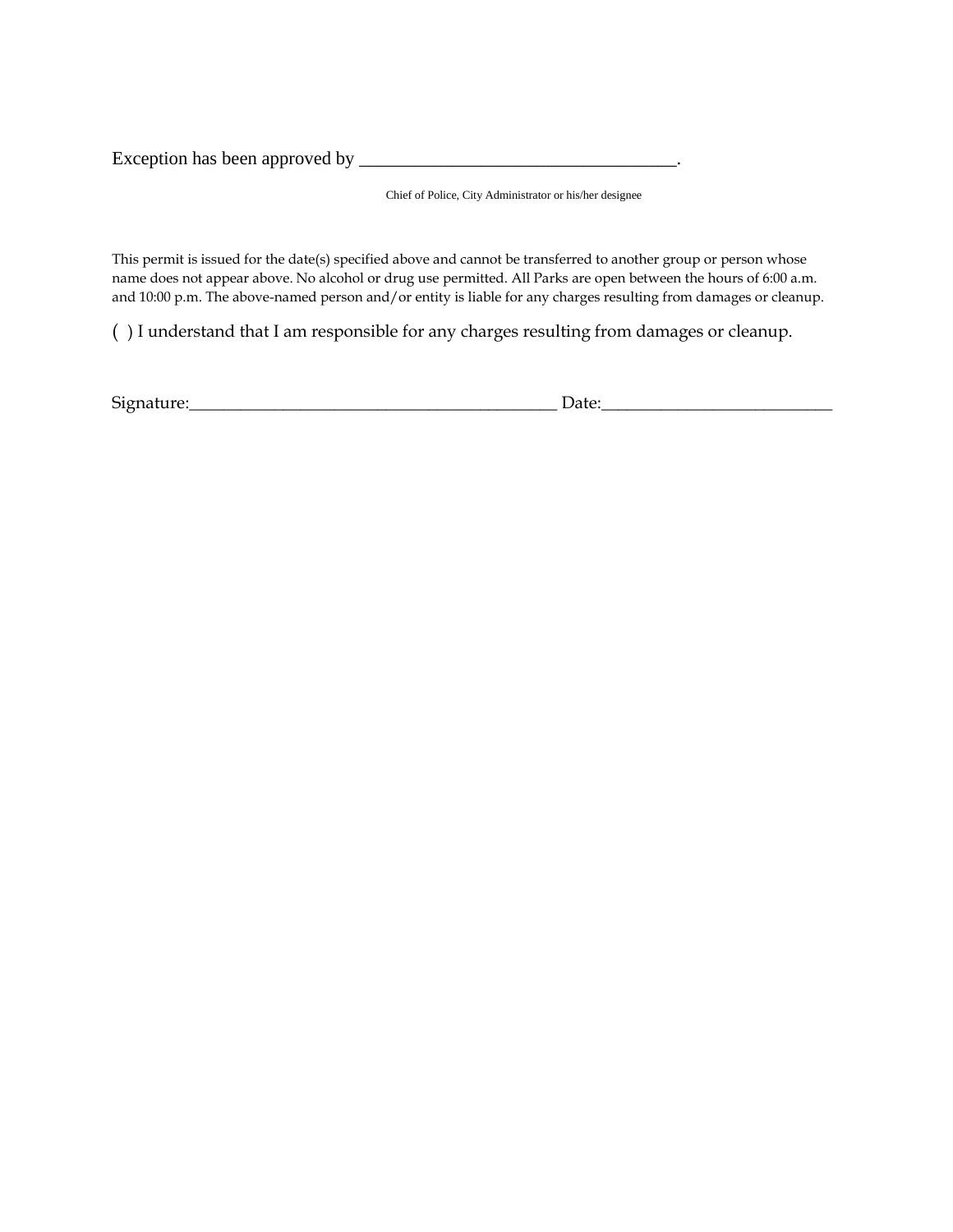Exception has been approved by ___________________________________.

Chief of Police, City Administrator or his/her designee

This permit is issued for the date(s) specified above and cannot be transferred to another group or person whose name does not appear above. No alcohol or drug use permitted. All Parks are open between the hours of 6:00 a.m. and 10:00 p.m. The above-named person and/or entity is liable for any charges resulting from damages or cleanup.

( ) I understand that I am responsible for any charges resulting from damages or cleanup.

Signature:_________________________________________ Date:__________________________